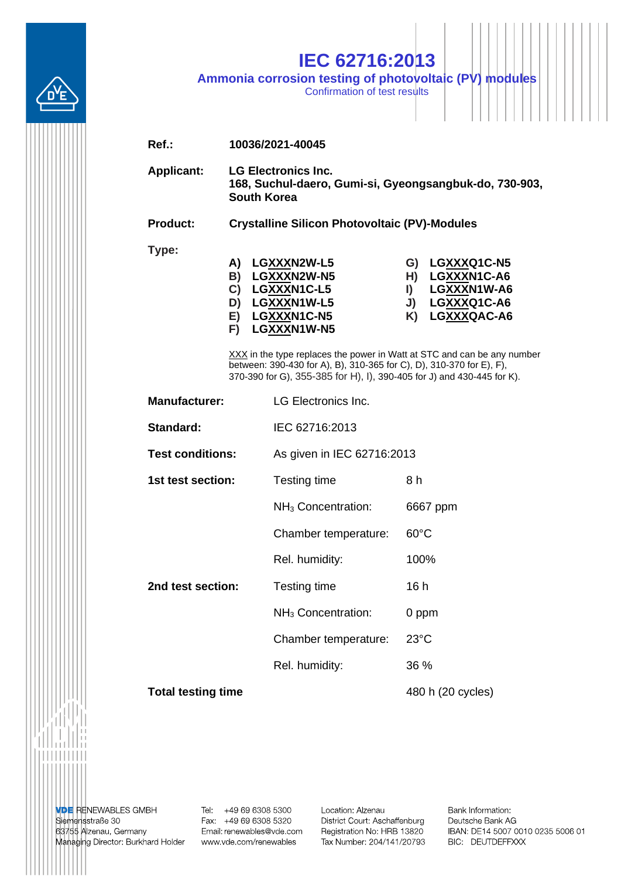# IEC 62716:2013

## Ammonia corrosion testing of photovoltaic (PV) modules

Confirmation of test results

**Ref.:** **10036/2021-40045**

**Applicant:** **LG Electronics Inc.**
**168, Suchul-daero, Gumi-si, Gyeongsangbuk-do, 730-903, South Korea**

**Product:** **Crystalline Silicon Photovoltaic (PV)-Modules**

**Type:**

- **A) LGXXXN2W-L5**
- **B) LGXXXN2W-N5**
- **C) LGXXXN1C-L5**
- **D) LGXXXN1W-L5**
- **E) LGXXXN1C-N5**
- **F) LGXXXN1W-N5**
- **G) LGXXXQ1C-N5**
- **H) LGXXXN1C-A6**
- **I) LGXXXN1W-A6**
- **J) LGXXXQ1C-A6**
- **K) LGXXXQAC-A6**

XXX in the type replaces the power in Watt at STC and can be any number between: 390-430 for A), B), 310-365 for C), D), 310-370 for E), F), 370-390 for G), 355-385 for H), I), 390-405 for J) and 430-445 for K).

| | | |
|---|---|---|
| **Manufacturer:** | LG Electronics Inc. | |
| **Standard:** | IEC 62716:2013 | |
| **Test conditions:** | As given in IEC 62716:2013 | |
| **1st test section:** | Testing time | 8 h |
| | $NH_3$ Concentration: | 6667 ppm |
| | Chamber temperature: | 60°C |
| | Rel. humidity: | 100% |
| **2nd test section:** | Testing time | 16 h |
| | $NH_3$ Concentration: | 0 ppm |
| | Chamber temperature: | 23°C |
| | Rel. humidity: | 36 % |
| **Total testing time** | | 480 h (20 cycles) |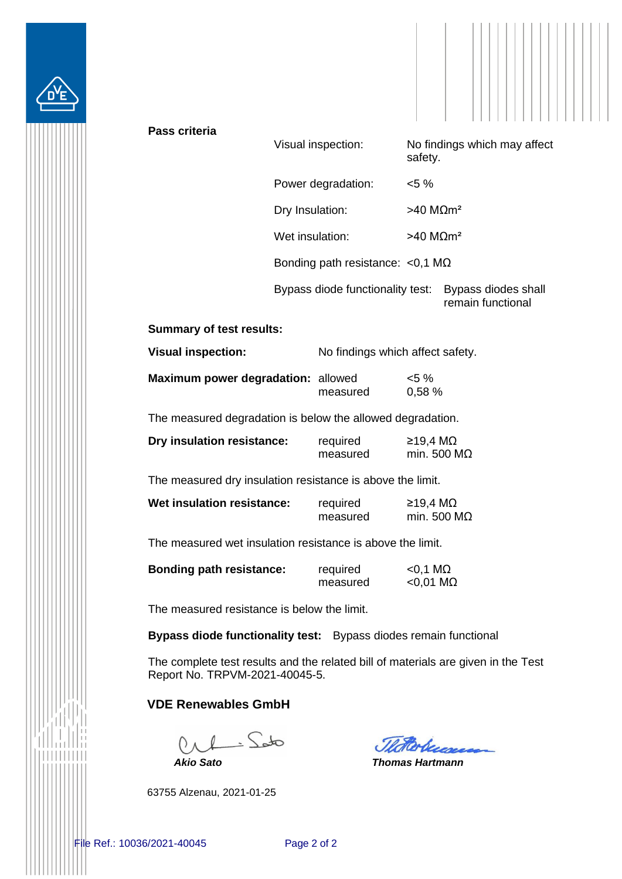**Pass criteria**

| | |
|---|---|
| Visual inspection: | No findings which may affect safety. |
| Power degradation: | <5 % |
| Dry Insulation: | >40 MΩm² |
| Wet insulation: | >40 MΩm² |
| Bonding path resistance: | <0,1 MΩ |
| Bypass diode functionality test: | Bypass diodes shall remain functional |

**Summary of test results:**

**Visual inspection:** No findings which affect safety.

| | | |
|---|---|---|
| **Maximum power degradation:** | allowed | <5 % |
| | measured | 0,58 % |

The measured degradation is below the allowed degradation.

| | | |
|---|---|---|
| **Dry insulation resistance:** | required | ≥19,4 MΩ |
| | measured | min. 500 MΩ |

The measured dry insulation resistance is above the limit.

| | | |
|---|---|---|
| **Wet insulation resistance:** | required | ≥19,4 MΩ |
| | measured | min. 500 MΩ |

The measured wet insulation resistance is above the limit.

| | | |
|---|---|---|
| **Bonding path resistance:** | required | <0,1 MΩ |
| | measured | <0,01 MΩ |

The measured resistance is below the limit.

**Bypass diode functionality test:** Bypass diodes remain functional

The complete test results and the related bill of materials are given in the Test Report No. TRPVM-2021-40045-5.

**VDE Renewables GmbH**

***Akio Sato*** ***Thomas Hartmann***

63755 Alzenau, 2021-01-25

File Ref.: 10036/2021-40045